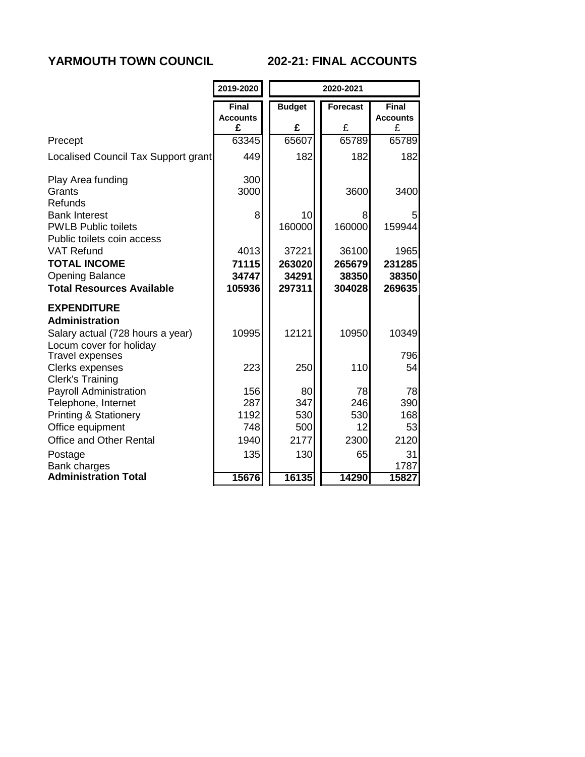# YARMOUTH TOWN COUNCIL 202-21: FINAL ACCOUNTS

| | 2019-2020 | 2020-2021 | | |
|---|---|---|---|---|
| | **Final Accounts £** | **Budget £** | **Forecast £** | **Final Accounts £** |
| Precept | 63345 | 65607 | 65789 | 65789 |
| Localised Council Tax Support grant | 449 | 182 | 182 | 182 |
| Play Area funding | 300 | | | |
| Grants | 3000 | | 3600 | 3400 |
| Refunds | | | | |
| Bank Interest | 8 | 10 | 8 | 5 |
| PWLB Public toilets | | 160000 | 160000 | 159944 |
| Public toilets coin access | | | | |
| VAT Refund | 4013 | 37221 | 36100 | 1965 |
| **TOTAL INCOME** | **71115** | **263020** | **265679** | **231285** |
| Opening Balance | **34747** | **34291** | **38350** | **38350** |
| **Total Resources Available** | **105936** | **297311** | **304028** | **269635** |
| **EXPENDITURE** | | | | |
| **Administration** | | | | |
| Salary actual (728 hours a year) | 10995 | 12121 | 10950 | 10349 |
| Locum cover for holiday | | | | |
| Travel expenses | | | | 796 |
| Clerks expenses | 223 | 250 | 110 | 54 |
| Clerk's Training | | | | |
| Payroll Administration | 156 | 80 | 78 | 78 |
| Telephone, Internet | 287 | 347 | 246 | 390 |
| Printing & Stationery | 1192 | 530 | 530 | 168 |
| Office equipment | 748 | 500 | 12 | 53 |
| Office and Other Rental | 1940 | 2177 | 2300 | 2120 |
| Postage | 135 | 130 | 65 | 31 |
| Bank charges | | | | 1787 |
| **Administration Total** | **15676** | **16135** | **14290** | **15827** |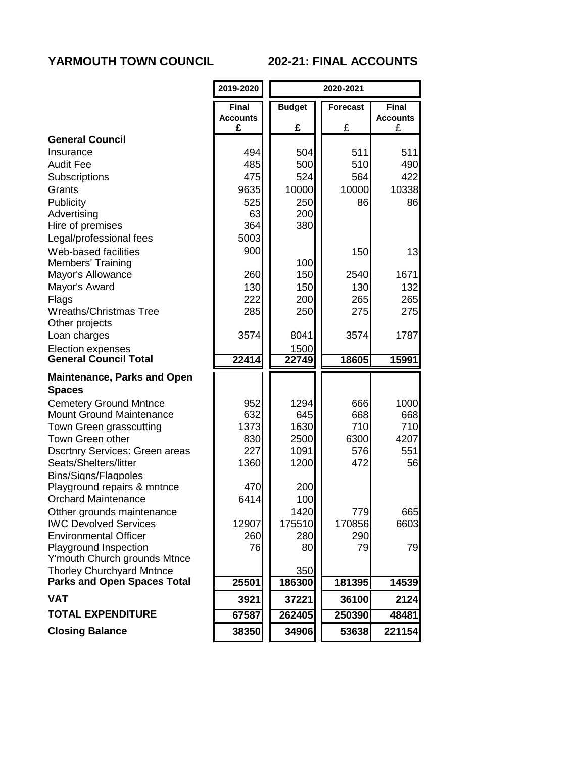# YARMOUTH TOWN COUNCIL 202-21: FINAL ACCOUNTS

| | 2019-2020 | 2020-2021 | | |
|---|---|---|---|---|
| | Final Accounts £ | Budget £ | Forecast £ | Final Accounts £ |
| **General Council** | | | | |
| Insurance | 494 | 504 | 511 | 511 |
| Audit Fee | 485 | 500 | 510 | 490 |
| Subscriptions | 475 | 524 | 564 | 422 |
| Grants | 9635 | 10000 | 10000 | 10338 |
| Publicity | 525 | 250 | 86 | 86 |
| Advertising | 63 | 200 | | |
| Hire of premises | 364 | 380 | | |
| Legal/professional fees | 5003 | | | |
| Web-based facilities | 900 | | 150 | 13 |
| Members' Training | | 100 | | |
| Mayor's Allowance | 260 | 150 | 2540 | 1671 |
| Mayor's Award | 130 | 150 | 130 | 132 |
| Flags | 222 | 200 | 265 | 265 |
| Wreaths/Christmas Tree | 285 | 250 | 275 | 275 |
| Other projects | | | | |
| Loan charges | 3574 | 8041 | 3574 | 1787 |
| Election expenses | | 1500 | | |
| **General Council Total** | **22414** | **22749** | **18605** | **15991** |
| **Maintenance, Parks and Open Spaces** | | | | |
| Cemetery Ground Mntnce | 952 | 1294 | 666 | 1000 |
| Mount Ground Maintenance | 632 | 645 | 668 | 668 |
| Town Green grasscutting | 1373 | 1630 | 710 | 710 |
| Town Green other | 830 | 2500 | 6300 | 4207 |
| Dscrtnry Services: Green areas | 227 | 1091 | 576 | 551 |
| Seats/Shelters/litter | 1360 | 1200 | 472 | 56 |
| Bins/Signs/Flagpoles | | | | |
| Playground repairs & mntnce | 470 | 200 | | |
| Orchard Maintenance | 6414 | 100 | | |
| Otther grounds maintenance | | 1420 | 779 | 665 |
| IWC Devolved Services | 12907 | 175510 | 170856 | 6603 |
| Environmental Officer | 260 | 280 | 290 | |
| Playground Inspection | 76 | 80 | 79 | 79 |
| Y'mouth Church grounds Mtnce | | | | |
| Thorley Churchyard Mntnce | | 350 | | |
| **Parks and Open Spaces Total** | **25501** | **186300** | **181395** | **14539** |
| **VAT** | **3921** | **37221** | **36100** | **2124** |
| **TOTAL EXPENDITURE** | **67587** | **262405** | **250390** | **48481** |
| **Closing Balance** | **38350** | **34906** | **53638** | **221154** |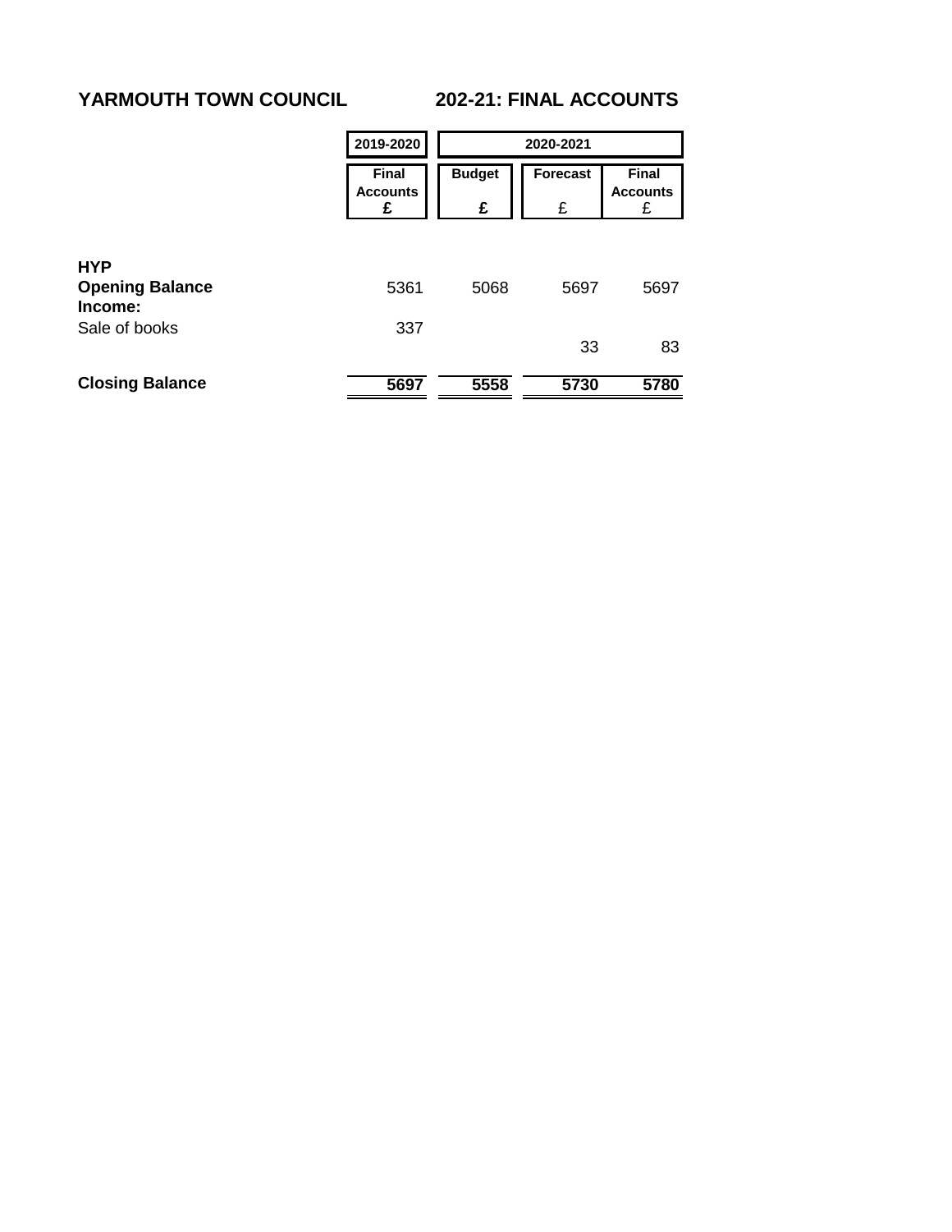## YARMOUTH TOWN COUNCIL 202-21: FINAL ACCOUNTS

| | 2019-2020 | 2020-2021 | | |
|---|---|---|---|---|
| | **Final Accounts £** | **Budget £** | **Forecast £** | **Final Accounts £** |
| **HYP** | | | | |
| **Opening Balance** | 5361 | 5068 | 5697 | 5697 |
| **Income:** | | | | |
| Sale of books | 337 | | | |
| | | | 33 | 83 |
| **Closing Balance** | **5697** | **5558** | **5730** | **5780** |